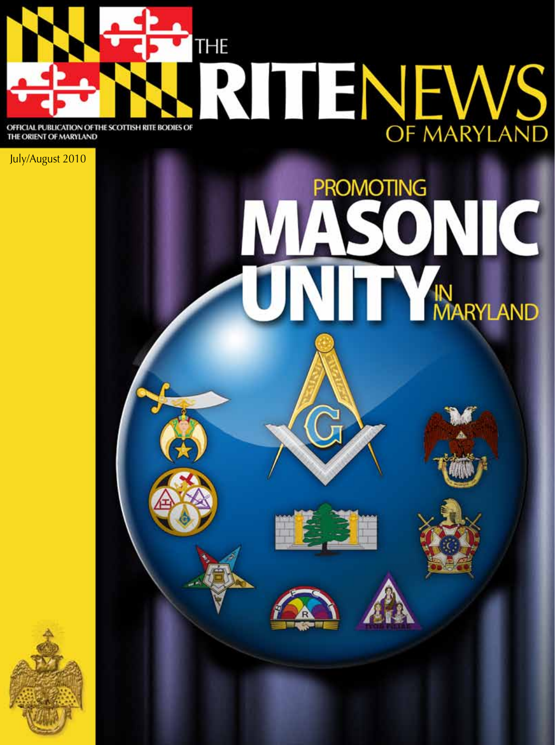# THE RITENEWS OF MARYLAND

OFFICIAL PUBLICATION OF THE SCOTTISH RITE BODIES OF THE ORIENT OF MARYLAND

July/August 2010

## PROMOTING MASONIC UNITY IN MARYLAND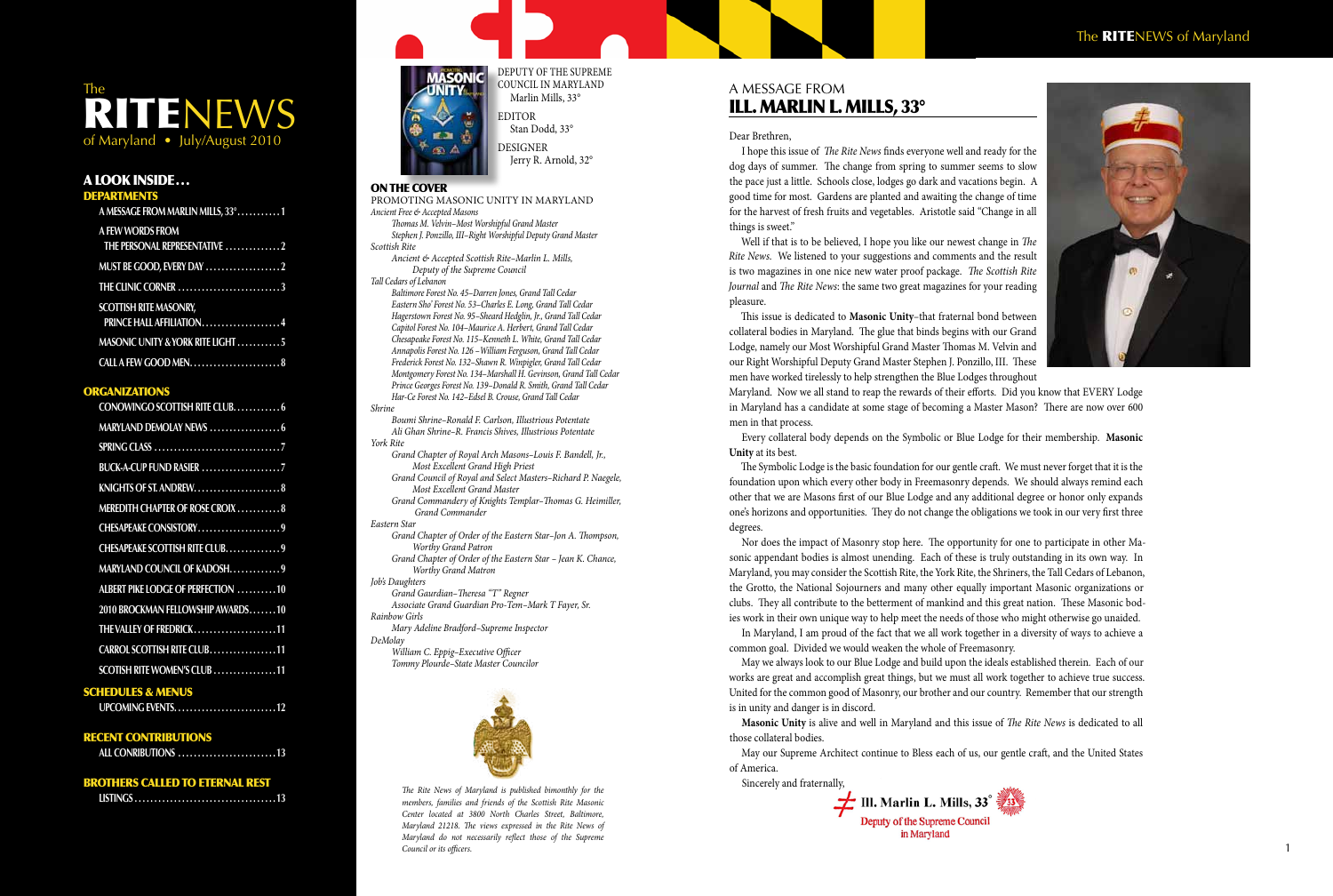# The RITENEWS of Maryland • July/August 2010

## A LOOK INSIDE…

### DEPARTMENTS

- A MESSAGE FROM MARLIN MILLS, 33° ........... 1
- A FEW WORDS FROM THE PERSONAL REPRESENTATIVE ............. 2
- MUST BE GOOD, EVERY DAY ................... 2
- THE CLINIC CORNER .......................... 3
- SCOTTISH RITE MASONRY, PRINCE HALL AFFILIATION .................... 4
- MASONIC UNITY & YORK RITE LIGHT ........... 5
- CALL A FEW GOOD MEN ....................... 8

### ORGANIZATIONS

- CONOWINGO SCOTTISH RITE CLUB ........... 6
- MARYLAND DEMOLAY NEWS .................. 6
- SPRING CLASS ................................ 7
- BUCK-A-CUP FUND RASIER .................... 7
- KNIGHTS OF ST. ANDREW ...................... 8
- MEREDITH CHAPTER OF ROSE CROIX ........... 8
- CHESAPEAKE CONSISTORY ..................... 9
- CHESAPEAKE SCOTTISH RITE CLUB ............. 9
- MARYLAND COUNCIL OF KADOSH ............. 9
- ALBERT PIKE LODGE OF PERFECTION .......... 10
- 2010 BROCKMAN FELLOWSHIP AWARDS ....... 10
- THE VALLEY OF FREDRICK ..................... 11
- CARROL SCOTTISH RITE CLUB ................. 11
- SCOTISH RITE WOMEN'S CLUB ................ 11

### SCHEDULES & MENUS

- UPCOMING EVENTS .......................... 12

### RECENT CONTRIBUTIONS

- ALL CONRIBUTIONS ......................... 13

### BROTHERS CALLED TO ETERNAL REST

- LISTINGS ................................... 13

---

DEPUTY OF THE SUPREME COUNCIL IN MARYLAND
Marlin Mills, 33°

EDITOR
Stan Dodd, 33°

DESIGNER
Jerry R. Arnold, 32°

### ON THE COVER

PROMOTING MASONIC UNITY IN MARYLAND

*Ancient Free & Accepted Masons*
*Thomas M. Velvin–Most Worshipful Grand Master*
*Stephen J. Ponzillo, III–Right Worshipful Deputy Grand Master*

*Scottish Rite*
*Ancient & Accepted Scottish Rite–Marlin L. Mills, Deputy of the Supreme Council*

*Tall Cedars of Lebanon*
*Baltimore Forest No. 45–Darren Jones, Grand Tall Cedar*
*Eastern Sho' Forest No. 53–Charles E. Long, Grand Tall Cedar*
*Hagerstown Forest No. 95–Sheard Hedglin, Jr., Grand Tall Cedar*
*Capitol Forest No. 104–Maurice A. Herbert, Grand Tall Cedar*
*Chesapeake Forest No. 115–Kenneth L. White, Grand Tall Cedar*
*Annapolis Forest No. 126 –William Ferguson, Grand Tall Cedar*
*Frederick Forest No. 132–Shawn R. Winpigler, Grand Tall Cedar*
*Montgomery Forest No. 134–Marshall H. Gevinson, Grand Tall Cedar*
*Prince Georges Forest No. 139–Donald R. Smith, Grand Tall Cedar*
*Har-Ce Forest No. 142–Edsel B. Crouse, Grand Tall Cedar*

*Shrine*
*Boumi Shrine–Ronald F. Carlson, Illustrious Potentate*
*Ali Ghan Shrine–R. Francis Shives, Illustrious Potentate*

*York Rite*
*Grand Chapter of Royal Arch Masons–Louis F. Bandell, Jr., Most Excellent Grand High Priest*
*Grand Council of Royal and Select Masters–Richard P. Naegele, Most Excellent Grand Master*
*Grand Commandery of Knights Templar–Thomas G. Heimiller, Grand Commander*

*Eastern Star*
*Grand Chapter of Order of the Eastern Star–Jon A. Thompson, Worthy Grand Patron*
*Grand Chapter of Order of the Eastern Star – Jean K. Chance, Worthy Grand Matron*

*Job's Daughters*
*Grand Gaurdian–Theresa "T" Regner*
*Associate Grand Guardian Pro-Tem–Mark T Fayer, Sr.*

*Rainbow Girls*
*Mary Adeline Bradford–Supreme Inspector*

*DeMolay*
*William C. Eppig–Executive Officer*
*Tommy Plourde–State Master Councilor*

*The Rite News of Maryland is published bimonthly for the members, families and friends of the Scottish Rite Masonic Center located at 3800 North Charles Street, Baltimore, Maryland 21218. The views expressed in the Rite News of Maryland do not necessarily reflect those of the Supreme Council or its officers.*

---

## A MESSAGE FROM
## ILL. MARLIN L. MILLS, 33°

Dear Brethren,

I hope this issue of *The Rite News* finds everyone well and ready for the dog days of summer. The change from spring to summer seems to slow the pace just a little. Schools close, lodges go dark and vacations begin. A good time for most. Gardens are planted and awaiting the change of time for the harvest of fresh fruits and vegetables. Aristotle said "Change in all things is sweet."

Well if that is to be believed, I hope you like our newest change in *The Rite News*. We listened to your suggestions and comments and the result is two magazines in one nice new water proof package. *The Scottish Rite Journal* and *The Rite News*: the same two great magazines for your reading pleasure.

This issue is dedicated to **Masonic Unity**–that fraternal bond between collateral bodies in Maryland. The glue that binds begins with our Grand Lodge, namely our Most Worshipful Grand Master Thomas M. Velvin and our Right Worshipful Deputy Grand Master Stephen J. Ponzillo, III. These men have worked tirelessly to help strengthen the Blue Lodges throughout Maryland. Now we all stand to reap the rewards of their efforts. Did you know that EVERY Lodge in Maryland has a candidate at some stage of becoming a Master Mason? There are now over 600 men in that process.

Every collateral body depends on the Symbolic or Blue Lodge for their membership. **Masonic Unity** at its best.

The Symbolic Lodge is the basic foundation for our gentle craft. We must never forget that it is the foundation upon which every other body in Freemasonry depends. We should always remind each other that we are Masons first of our Blue Lodge and any additional degree or honor only expands one's horizons and opportunities. They do not change the obligations we took in our very first three degrees.

Nor does the impact of Masonry stop here. The opportunity for one to participate in other Masonic appendant bodies is almost unending. Each of these is truly outstanding in its own way. In Maryland, you may consider the Scottish Rite, the York Rite, the Shriners, the Tall Cedars of Lebanon, the Grotto, the National Sojourners and many other equally important Masonic organizations or clubs. They all contribute to the betterment of mankind and this great nation. These Masonic bodies work in their own unique way to help meet the needs of those who might otherwise go unaided.

In Maryland, I am proud of the fact that we all work together in a diversity of ways to achieve a common goal. Divided we would weaken the whole of Freemasonry.

May we always look to our Blue Lodge and build upon the ideals established therein. Each of our works are great and accomplish great things, but we must all work together to achieve true success. United for the common good of Masonry, our brother and our country. Remember that our strength is in unity and danger is in discord.

**Masonic Unity** is alive and well in Maryland and this issue of *The Rite News* is dedicated to all those collateral bodies.

May our Supreme Architect continue to Bless each of us, our gentle craft, and the United States of America.

Sincerely and fraternally,

Ill. Marlin L. Mills, 33°
Deputy of the Supreme Council in Maryland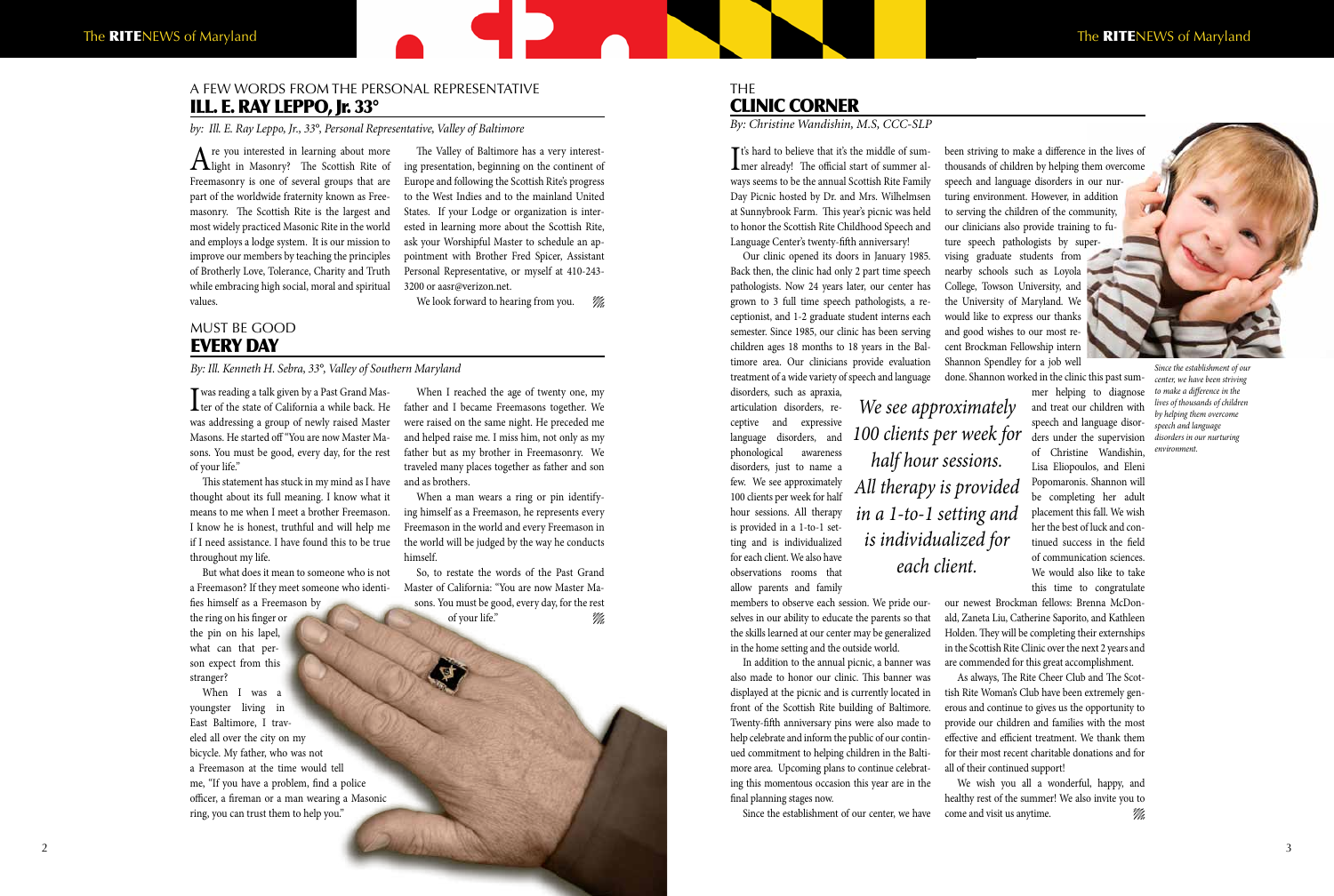## A FEW WORDS FROM THE PERSONAL REPRESENTATIVE
# ILL. E. RAY LEPPO, Jr. 33°

*by: Ill. E. Ray Leppo, Jr., 33°, Personal Representative, Valley of Baltimore*

Are you interested in learning about more light in Masonry? The Scottish Rite of Freemasonry is one of several groups that are part of the worldwide fraternity known as Freemasonry. The Scottish Rite is the largest and most widely practiced Masonic Rite in the world and employs a lodge system. It is our mission to improve our members by teaching the principles of Brotherly Love, Tolerance, Charity and Truth while embracing high social, moral and spiritual values.

The Valley of Baltimore has a very interesting presentation, beginning on the continent of Europe and following the Scottish Rite's progress to the West Indies and to the mainland United States. If your Lodge or organization is interested in learning more about the Scottish Rite, ask your Worshipful Master to schedule an appointment with Brother Fred Spicer, Assistant Personal Representative, or myself at 410-243-3200 or aasr@verizon.net.

We look forward to hearing from you.

## MUST BE GOOD
# EVERY DAY

*By: Ill. Kenneth H. Sebra, 33°, Valley of Southern Maryland*

I was reading a talk given by a Past Grand Master of the state of California a while back. He was addressing a group of newly raised Master Masons. He started off "You are now Master Masons. You must be good, every day, for the rest of your life."

This statement has stuck in my mind as I have thought about its full meaning. I know what it means to me when I meet a brother Freemason. I know he is honest, truthful and will help me if I need assistance. I have found this to be true throughout my life.

But what does it mean to someone who is not a Freemason? If they meet someone who identifies himself as a Freemason by the ring on his finger or the pin on his lapel, what can that person expect from this stranger?

When I was a youngster living in East Baltimore, I traveled all over the city on my bicycle. My father, who was not a Freemason at the time would tell me, "If you have a problem, find a police officer, a fireman or a man wearing a Masonic ring, you can trust them to help you."

When I reached the age of twenty one, my father and I became Freemasons together. We were raised on the same night. He preceded me and helped raise me. I miss him, not only as my father but as my brother in Freemasonry. We traveled many places together as father and son and as brothers.

When a man wears a ring or pin identifying himself as a Freemason, he represents every Freemason in the world and every Freemason in the world will be judged by the way he conducts himself.

So, to restate the words of the Past Grand Master of California: "You are now Master Masons. You must be good, every day, for the rest of your life."

## THE
# CLINIC CORNER

*By: Christine Wandishin, M.S, CCC-SLP*

It's hard to believe that it's the middle of summer already! The official start of summer always seems to be the annual Scottish Rite Family Day Picnic hosted by Dr. and Mrs. Wilhelmsen at Sunnybrook Farm. This year's picnic was held to honor the Scottish Rite Childhood Speech and Language Center's twenty-fifth anniversary!

Our clinic opened its doors in January 1985. Back then, the clinic had only 2 part time speech pathologists. Now 24 years later, our center has grown to 3 full time speech pathologists, a receptionist, and 1-2 graduate student interns each semester. Since 1985, our clinic has been serving children ages 18 months to 18 years in the Baltimore area. Our clinicians provide evaluation treatment of a wide variety of speech and language disorders, such as apraxia, articulation disorders, receptive and expressive language disorders, and phonological awareness disorders, just to name a few. We see approximately 100 clients per week for half hour sessions. All therapy is provided in a 1-to-1 setting and is individualized for each client. We also have observations rooms that allow parents and family members to observe each session. We pride ourselves in our ability to educate the parents so that the skills learned at our center may be generalized in the home setting and the outside world.

*We see approximately 100 clients per week for half hour sessions. All therapy is provided in a 1-to-1 setting and is individualized for each client.*

In addition to the annual picnic, a banner was also made to honor our clinic. This banner was displayed at the picnic and is currently located in front of the Scottish Rite building of Baltimore. Twenty-fifth anniversary pins were also made to help celebrate and inform the public of our continued commitment to helping children in the Baltimore area. Upcoming plans to continue celebrating this momentous occasion this year are in the final planning stages now.

Since the establishment of our center, we have been striving to make a difference in the lives of thousands of children by helping them overcome speech and language disorders in our nurturing environment. However, in addition to serving the children of the community, our clinicians also provide training to future speech pathologists by supervising graduate students from nearby schools such as Loyola College, Towson University, and the University of Maryland. We would like to express our thanks and good wishes to our most recent Brockman Fellowship intern Shannon Spendley for a job well done. Shannon worked in the clinic this past summer helping to diagnose and treat our children with speech and language disorders under the supervision of Christine Wandishin, Lisa Eliopoulos, and Eleni Popomaronis. Shannon will be completing her adult placement this fall. We wish her the best of luck and continued success in the field of communication sciences. We would also like to take this time to congratulate our newest Brockman fellows: Brenna McDonald, Zaneta Liu, Catherine Saporito, and Kathleen Holden. They will be completing their externships in the Scottish Rite Clinic over the next 2 years and are commended for this great accomplishment.

*Since the establishment of our center, we have been striving to make a difference in the lives of thousands of children by helping them overcome speech and language disorders in our nurturing environment.*

As always, The Rite Cheer Club and The Scottish Rite Woman's Club have been extremely generous and continue to gives us the opportunity to provide our children and families with the most effective and efficient treatment. We thank them for their most recent charitable donations and for all of their continued support!

We wish you all a wonderful, happy, and healthy rest of the summer! We also invite you to come and visit us anytime.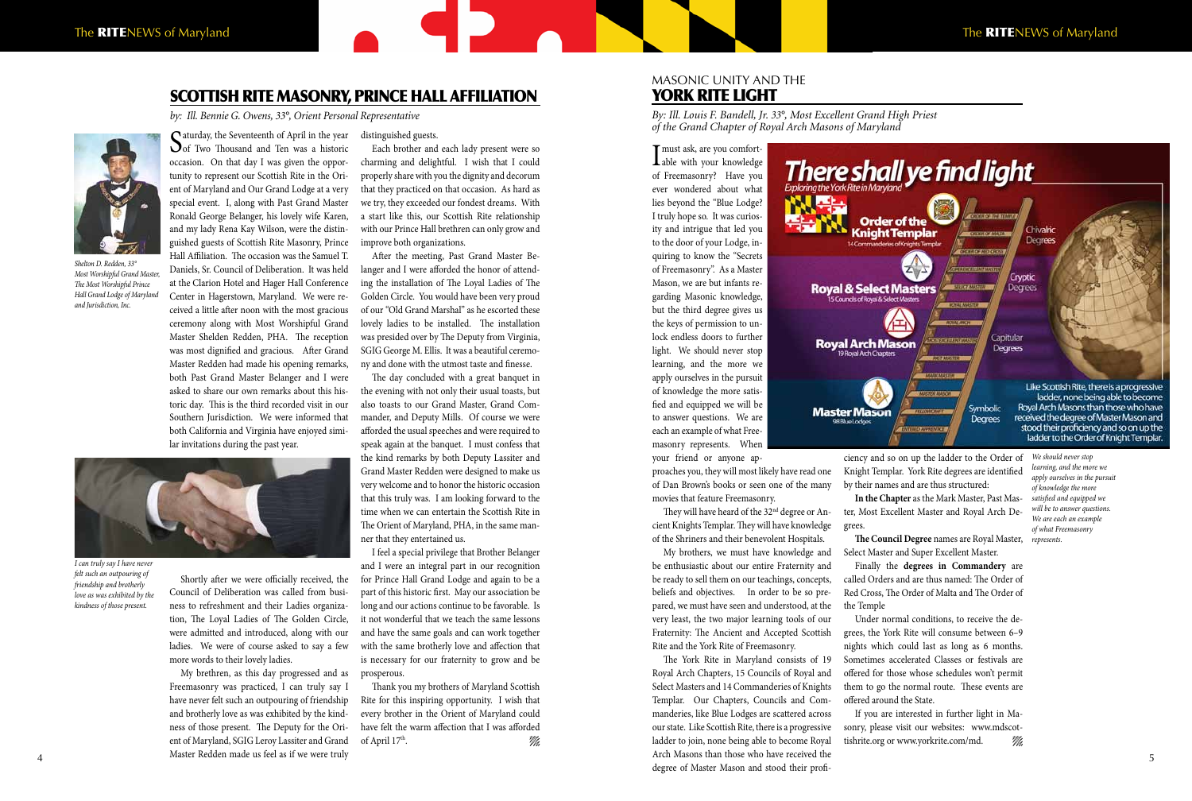## SCOTTISH RITE MASONRY, PRINCE HALL AFFILIATION

*by: Ill. Bennie G. Owens, 33°, Orient Personal Representative*

*Shelton D. Redden, 33° Most Worshipful Grand Master, The Most Worshipful Prince Hall Grand Lodge of Maryland and Jurisdiction, Inc.*

Saturday, the Seventeenth of April in the year of Two Thousand and Ten was a historic occasion. On that day I was given the opportunity to represent our Scottish Rite in the Orient of Maryland and Our Grand Lodge at a very special event. I, along with Past Grand Master Ronald George Belanger, his lovely wife Karen, and my lady Rena Kay Wilson, were the distinguished guests of Scottish Rite Masonry, Prince Hall Affiliation. The occasion was the Samuel T. Daniels, Sr. Council of Deliberation. It was held at the Clarion Hotel and Hager Hall Conference Center in Hagerstown, Maryland. We were received a little after noon with the most gracious ceremony along with Most Worshipful Grand Master Shelden Redden, PHA. The reception was most dignified and gracious. After Grand Master Redden had made his opening remarks, both Past Grand Master Belanger and I were asked to share our own remarks about this historic day. This is the third recorded visit in our Southern Jurisdiction. We were informed that both California and Virginia have enjoyed similar invitations during the past year.

*I can truly say I have never felt such an outpouring of friendship and brotherly love as was exhibited by the kindness of those present.*

Shortly after we were officially received, the Council of Deliberation was called from business to refreshment and their Ladies organization, The Loyal Ladies of The Golden Circle, were admitted and introduced, along with our ladies. We were of course asked to say a few more words to their lovely ladies.

My brethren, as this day progressed and as Freemasonry was practiced, I can truly say I have never felt such an outpouring of friendship and brotherly love as was exhibited by the kindness of those present. The Deputy for the Orient of Maryland, SGIG Leroy Lassiter and Grand Master Redden made us feel as if we were truly distinguished guests.

Each brother and each lady present were so charming and delightful. I wish that I could properly share with you the dignity and decorum that they practiced on that occasion. As hard as we try, they exceeded our fondest dreams. With a start like this, our Scottish Rite relationship with our Prince Hall brethren can only grow and improve both organizations.

After the meeting, Past Grand Master Belanger and I were afforded the honor of attending the installation of The Loyal Ladies of The Golden Circle. You would have been very proud of our "Old Grand Marshal" as he escorted these lovely ladies to be installed. The installation was presided over by The Deputy from Virginia, SGIG George M. Ellis. It was a beautiful ceremony and done with the utmost taste and finesse.

The day concluded with a great banquet in the evening with not only their usual toasts, but also toasts to our Grand Master, Grand Commander, and Deputy Mills. Of course we were afforded the usual speeches and were required to speak again at the banquet. I must confess that the kind remarks by both Deputy Lassiter and Grand Master Redden were designed to make us very welcome and to honor the historic occasion that this truly was. I am looking forward to the time when we can entertain the Scottish Rite in The Orient of Maryland, PHA, in the same manner that they entertained us.

I feel a special privilege that Brother Belanger and I were an integral part in our recognition for Prince Hall Grand Lodge and again to be a part of this historic first. May our association be long and our actions continue to be favorable. Is it not wonderful that we teach the same lessons and have the same goals and can work together with the same brotherly love and affection that is necessary for our fraternity to grow and be prosperous.

Thank you my brothers of Maryland Scottish Rite for this inspiring opportunity. I wish that every brother in the Orient of Maryland could have felt the warm affection that I was afforded of April 17th.

## MASONIC UNITY AND THE YORK RITE LIGHT

*By: Ill. Louis F. Bandell, Jr. 33°, Most Excellent Grand High Priest of the Grand Chapter of Royal Arch Masons of Maryland*

I must ask, are you comfortable with your knowledge of Freemasonry? Have you ever wondered about what lies beyond the "Blue Lodge? I truly hope so. It was curiosity and intrigue that led you to the door of your Lodge, inquiring to know the "Secrets of Freemasonry". As a Master Mason, we are but infants regarding Masonic knowledge, but the third degree gives us the keys of permission to unlock endless doors to further light. We should never stop learning, and the more we apply ourselves in the pursuit of knowledge the more satisfied and equipped we will be to answer questions. We are each an example of what Freemasonry represents. When your friend or anyone approaches you, they will most likely have read one of Dan Brown's books or seen one of the many movies that feature Freemasonry.

They will have heard of the 32nd degree or Ancient Knights Templar. They will have knowledge of the Shriners and their benevolent Hospitals.

My brothers, we must have knowledge and be enthusiastic about our entire Fraternity and be ready to sell them on our teachings, concepts, beliefs and objectives. In order to be so prepared, we must have seen and understood, at the very least, the two major learning tools of our Fraternity: The Ancient and Accepted Scottish Rite and the York Rite of Freemasonry.

The York Rite in Maryland consists of 19 Royal Arch Chapters, 15 Councils of Royal and Select Masters and 14 Commanderies of Knights Templar. Our Chapters, Councils and Commanderies, like Blue Lodges are scattered across our state. Like Scottish Rite, there is a progressive ladder to join, none being able to become Royal Arch Masons than those who have received the degree of Master Mason and stood their proficiency and so on up the ladder to the Order of Knight Templar. York Rite degrees are identified by their names and are thus structured:

**In the Chapter** as the Mark Master, Past Master, Most Excellent Master and Royal Arch Degrees.

**The Council Degree** names are Royal Master, Select Master and Super Excellent Master.

Finally the **degrees in Commandery** are called Orders and are thus named: The Order of Red Cross, The Order of Malta and The Order of the Temple

Under normal conditions, to receive the degrees, the York Rite will consume between 6–9 nights which could last as long as 6 months. Sometimes accelerated Classes or festivals are offered for those whose schedules won't permit them to go the normal route. These events are offered around the State.

If you are interested in further light in Masonry, please visit our websites: www.mdscottishrite.org or www.yorkrite.com/md.

*We should never stop learning, and the more we apply ourselves in the pursuit of knowledge the more satisfied and equipped we will be to answer questions. We are each an example of what Freemasonry represents.*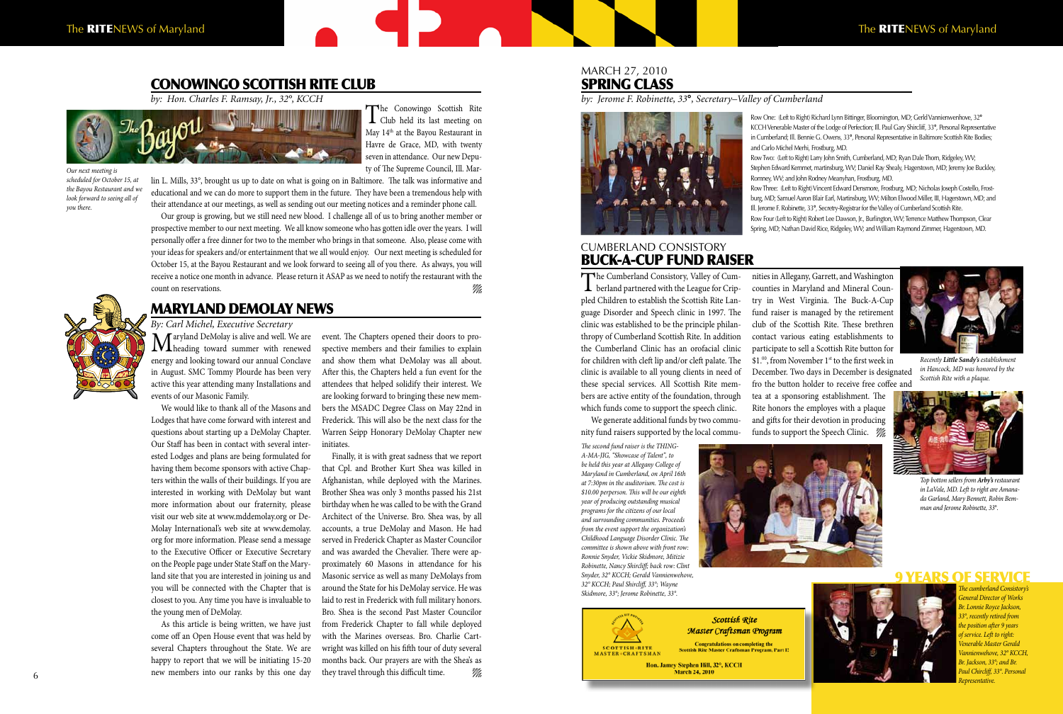## CONOWINGO SCOTTISH RITE CLUB

*by: Hon. Charles F. Ramsay, Jr., 32°, KCCH*

*Our next meeting is scheduled for October 15, at the Bayou Restaurant and we look forward to seeing all of you there.*

The Conowingo Scottish Rite Club held its last meeting on May 14th at the Bayou Restaurant in Havre de Grace, MD, with twenty seven in attendance. Our new Deputy of The Supreme Council, Ill. Marlin L. Mills, 33°, brought us up to date on what is going on in Baltimore. The talk was informative and educational and we can do more to support them in the future. They have been a tremendous help with their attendance at our meetings, as well as sending out our meeting notices and a reminder phone call.

Our group is growing, but we still need new blood. I challenge all of us to bring another member or prospective member to our next meeting. We all know someone who has gotten idle over the years. I will personally offer a free dinner for two to the member who brings in that someone. Also, please come with your ideas for speakers and/or entertainment that we all would enjoy. Our next meeting is scheduled for October 15, at the Bayou Restaurant and we look forward to seeing all of you there. As always, you will receive a notice one month in advance. Please return it ASAP as we need to notify the restaurant with the count on reservations.

## MARYLAND DEMOLAY NEWS

*By: Carl Michel, Executive Secretary*

Maryland DeMolay is alive and well. We are heading toward summer with renewed energy and looking toward our annual Conclave in August. SMC Tommy Plourde has been very active this year attending many Installations and events of our Masonic Family.

We would like to thank all of the Masons and Lodges that have come forward with interest and questions about starting up a DeMolay Chapter. Our Staff has been in contact with several interested Lodges and plans are being formulated for having them become sponsors with active Chapters within the walls of their buildings. If you are interested in working with DeMolay but want more information about our fraternity, please visit our web site at www.mddemolay.org or DeMolay International's web site at www.demolay.org for more information. Please send a message to the Executive Officer or Executive Secretary on the People page under State Staff on the Maryland site that you are interested in joining us and you will be connected with the Chapter that is closest to you. Any time you have is invaluable to the young men of DeMolay.

As this article is being written, we have just come off an Open House event that was held by several Chapters throughout the State. We are happy to report that we will be initiating 15-20 new members into our ranks by this one day event. The Chapters opened their doors to prospective members and their families to explain and show them what DeMolay was all about. After this, the Chapters held a fun event for the attendees that helped solidify their interest. We are looking forward to bringing these new members the MSADC Degree Class on May 22nd in Frederick. This will also be the next class for the Warren Seipp Honorary DeMolay Chapter new initiates.

Finally, it is with great sadness that we report that Cpl. and Brother Kurt Shea was killed in Afghanistan, while deployed with the Marines. Brother Shea was only 3 months passed his 21st birthday when he was called to be with the Grand Architect of the Universe. Bro. Shea was, by all accounts, a true DeMolay and Mason. He had served in Frederick Chapter as Master Councilor and was awarded the Chevalier. There were approximately 60 Masons in attendance for his Masonic service as well as many DeMolays from around the State for his DeMolay service. He was laid to rest in Frederick with full military honors. Bro. Shea is the second Past Master Councilor from Frederick Chapter to fall while deployed with the Marines overseas. Bro. Charlie Cartwright was killed on his fifth tour of duty several months back. Our prayers are with the Shea's as they travel through this difficult time.

MARCH 27, 2010
## SPRING CLASS

*by: Jerome F. Robinette, 33°, Secretary–Valley of Cumberland*

Row One: (Left to Right) Richard Lynn Bittinger, Bloomington, MD; Gerld Vannienwenhove, 32° KCCH Venerable Master of the Lodge of Perfection; Ill. Paul Gary Shircliff, 33°, Personal Representative in Cumberland; Ill. Bennie G. Owens, 33°, Personal Representative in Baltimore Scottish Rite Bodies; and Carlo Michel Merhi, Frostburg, MD.

Row Two: (Left to Right) Larry John Smith, Cumberland, MD; Ryan Dale Thorn, Ridgeley, WV; Stephen Edward Kemmet, martinsburg, WV; Daniel Ray Shealy, Hagerstown, MD; Jeremy Joe Buckley, Romney, WV; and John Rodney Meanyhan, Frostburg, MD.

Row Three: (Left to Right) Vincent Edward Densmore, Frostburg, MD; Nicholas Joseph Costello, Frostburg, MD; Samuel Aaron Blair Earl, Martinsburg, WV; Milton Elwood Miller, III, Hagerstown, MD; and Ill. Jerome F. Robinette, 33°, Secretry-Registrar for the Valley of Cumberland Scottish Rite.

Row Four (Left to Right) Robert Lee Dawson, Jr., Burlington, WV; Terrence Matthew Thompson, Clear Spring, MD; Nathan David Rice, Ridgeley, WV; and William Raymond Zimmer, Hagerstown, MD.

CUMBERLAND CONSISTORY
## BUCK-A-CUP FUND RAISER

The Cumberland Consistory, Valley of Cumberland partnered with the League for Crippled Children to establish the Scottish Rite Language Disorder and Speech clinic in 1997. The clinic was established to be the principle philanthropy of Cumberland Scottish Rite. In addition the Cumberland Clinic has an orofacial clinic for children with cleft lip and/or cleft palate. The clinic is available to all young clients in need of these special services. All Scottish Rite members are active entity of the foundation, through which funds come to support the speech clinic.

We generate additional funds by two community fund raisers supported by the local communities in Allegany, Garrett, and Washington counties in Maryland and Mineral Country in West Virginia. The Buck-A-Cup fund raiser is managed by the retirement club of the Scottish Rite. These brethren contact various eating establishments to participate to sell a Scottish Rite button for $1.00, from November 1st to the first week in December. Two days in December is designated fro the button holder to receive free coffee and tea at a sponsoring establishment. The Rite honors the employes with a plaque and gifts for their devotion in producing funds to support the Speech Clinic.

*Recently **Little Sandy's** establishment in Hancock, MD was honored by the Scottish Rite with a plaque.*

*Top botton sellers from **Arby's** restaurant in LaVale, MD. Left to right are Amanada Garland, Mary Bennett, Robin Bemman and Jerome Robinette, 33°.*

*The second fund raiser is the THING-A-MA-JIG, "Showcase of Talent", to be held this year at Allegany College of Maryland in Cumberland, on April 16th at 7:30pm in the auditorium. The cost is $10.00 perperson. This will be our eighth year of producing outstanding musical programs for the citizens of our local and surrounding communities. Proceeds from the event support the organization's Childhood Language Disorder Clinic. The committee is shown above with front row: Ronnie Snyder, Vickie Skidmore, Mitizie Robinette, Nancy Shircliff; back row: Clint Snyder, 32° KCCH; Gerald Vannienwehove, 32° KCCH; Paul Shircliff, 33°; Wayne Skidmore, 33°; Jerome Robinette, 33°.*

**Scottish Rite Master Craftsman Program**

Congratulations on completing the Scottish Rite Master Craftsman Program, Part I!

Hon. Jamey Stephen Hill, 32°, KCCH
March 24, 2010

## 9 YEARS OF SERVICE

*The cumberland Consistory's General Director of Works Br. Lonnie Royce Jackson, 33°, recently retired from the position after 9 years of service. Left to right: Venerable Master Gerald Vannienwehove, 32° KCCH, Br. Jackson, 33°; and Br. Paul Chircliff, 33°. Personal Representative.*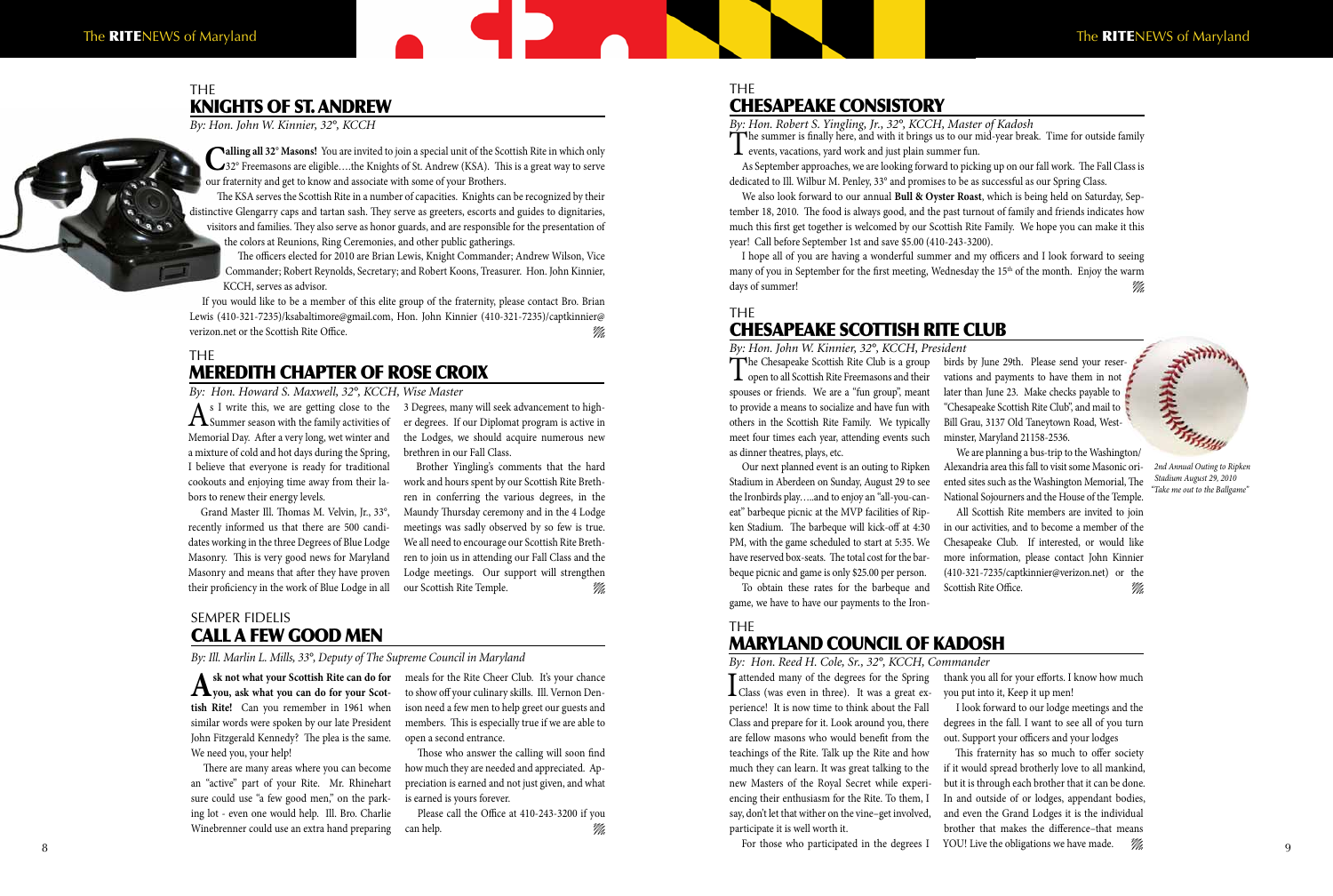## THE KNIGHTS OF ST. ANDREW

*By: Hon. John W. Kinnier, 32°, KCCH*

**Calling all 32° Masons!** You are invited to join a special unit of the Scottish Rite in which only 32° Freemasons are eligible….the Knights of St. Andrew (KSA). This is a great way to serve our fraternity and get to know and associate with some of your Brothers.

The KSA serves the Scottish Rite in a number of capacities. Knights can be recognized by their distinctive Glengarry caps and tartan sash. They serve as greeters, escorts and guides to dignitaries, visitors and families. They also serve as honor guards, and are responsible for the presentation of the colors at Reunions, Ring Ceremonies, and other public gatherings.

The officers elected for 2010 are Brian Lewis, Knight Commander; Andrew Wilson, Vice Commander; Robert Reynolds, Secretary; and Robert Koons, Treasurer. Hon. John Kinnier, KCCH, serves as advisor.

If you would like to be a member of this elite group of the fraternity, please contact Bro. Brian Lewis (410-321-7235)/ksabaltimore@gmail.com, Hon. John Kinnier (410-321-7235)/captkinnier@verizon.net or the Scottish Rite Office.

## THE MEREDITH CHAPTER OF ROSE CROIX

*By: Hon. Howard S. Maxwell, 32°, KCCH, Wise Master*

As I write this, we are getting close to the Summer season with the family activities of Memorial Day. After a very long, wet winter and a mixture of cold and hot days during the Spring, I believe that everyone is ready for traditional cookouts and enjoying time away from their labors to renew their energy levels.

Grand Master Ill. Thomas M. Velvin, Jr., 33°, recently informed us that there are 500 candidates working in the three Degrees of Blue Lodge Masonry. This is very good news for Maryland Masonry and means that after they have proven their proficiency in the work of Blue Lodge in all 3 Degrees, many will seek advancement to higher degrees. If our Diplomat program is active in the Lodges, we should acquire numerous new brethren in our Fall Class.

Brother Yingling's comments that the hard work and hours spent by our Scottish Rite Brethren in conferring the various degrees, in the Maundy Thursday ceremony and in the 4 Lodge meetings was sadly observed by so few is true. We all need to encourage our Scottish Rite Brethren to join us in attending our Fall Class and the Lodge meetings. Our support will strengthen our Scottish Rite Temple.

## SEMPER FIDELIS CALL A FEW GOOD MEN

*By: Ill. Marlin L. Mills, 33°, Deputy of The Supreme Council in Maryland*

**Ask not what your Scottish Rite can do for you, ask what you can do for your Scottish Rite!** Can you remember in 1961 when similar words were spoken by our late President John Fitzgerald Kennedy? The plea is the same. We need you, your help!

There are many areas where you can become an "active" part of your Rite. Mr. Rhinehart sure could use "a few good men," on the parking lot - even one would help. Ill. Bro. Charlie Winebrenner could use an extra hand preparing meals for the Rite Cheer Club. It's your chance to show off your culinary skills. Ill. Vernon Denison need a few men to help greet our guests and members. This is especially true if we are able to open a second entrance.

Those who answer the calling will soon find how much they are needed and appreciated. Appreciation is earned and not just given, and what is earned is yours forever.

Please call the Office at 410-243-3200 if you can help.

## THE CHESAPEAKE CONSISTORY

*By: Hon. Robert S. Yingling, Jr., 32°, KCCH, Master of Kadosh*

The summer is finally here, and with it brings us to our mid-year break. Time for outside family events, vacations, yard work and just plain summer fun.

As September approaches, we are looking forward to picking up on our fall work. The Fall Class is dedicated to Ill. Wilbur M. Penley, 33° and promises to be as successful as our Spring Class.

We also look forward to our annual **Bull & Oyster Roast**, which is being held on Saturday, September 18, 2010. The food is always good, and the past turnout of family and friends indicates how much this first get together is welcomed by our Scottish Rite Family. We hope you can make it this year! Call before September 1st and save $5.00 (410-243-3200).

I hope all of you are having a wonderful summer and my officers and I look forward to seeing many of you in September for the first meeting, Wednesday the 15th of the month. Enjoy the warm days of summer!

## THE CHESAPEAKE SCOTTISH RITE CLUB

*By: Hon. John W. Kinnier, 32°, KCCH, President*

The Chesapeake Scottish Rite Club is a group open to all Scottish Rite Freemasons and their spouses or friends. We are a "fun group", meant to provide a means to socialize and have fun with others in the Scottish Rite Family. We typically meet four times each year, attending events such as dinner theatres, plays, etc.

Our next planned event is an outing to Ripken Stadium in Aberdeen on Sunday, August 29 to see the Ironbirds play…..and to enjoy an "all-you-can-eat" barbeque picnic at the MVP facilities of Ripken Stadium. The barbeque will kick-off at 4:30 PM, with the game scheduled to start at 5:35. We have reserved box-seats. The total cost for the barbeque picnic and game is only $25.00 per person.

To obtain these rates for the barbeque and game, we have to have our payments to the Ironbirds by June 29th. Please send your reservations and payments to have them in not later than June 23. Make checks payable to "Chesapeake Scottish Rite Club", and mail to Bill Grau, 3137 Old Taneytown Road, Westminster, Maryland 21158-2536.

We are planning a bus-trip to the Washington/Alexandria area this fall to visit some Masonic oriented sites such as the Washington Memorial, The National Sojourners and the House of the Temple.

All Scottish Rite members are invited to join in our activities, and to become a member of the Chesapeake Club. If interested, or would like more information, please contact John Kinnier (410-321-7235/captkinnier@verizon.net) or the Scottish Rite Office.

*2nd Annual Outing to Ripken Stadium August 29, 2010 "Take me out to the Ballgame"*

## THE MARYLAND COUNCIL OF KADOSH

*By: Hon. Reed H. Cole, Sr., 32°, KCCH, Commander*

I attended many of the degrees for the Spring Class (was even in three). It was a great experience! It is now time to think about the Fall Class and prepare for it. Look around you, there are fellow masons who would benefit from the teachings of the Rite. Talk up the Rite and how much they can learn. It was great talking to the new Masters of the Royal Secret while experiencing their enthusiasm for the Rite. To them, I say, don't let that wither on the vine–get involved, participate it is well worth it.

For those who participated in the degrees I thank you all for your efforts. I know how much you put into it, Keep it up men!

I look forward to our lodge meetings and the degrees in the fall. I want to see all of you turn out. Support your officers and your lodges

This fraternity has so much to offer society if it would spread brotherly love to all mankind, but it is through each brother that it can be done. In and outside of or lodges, appendant bodies, and even the Grand Lodges it is the individual brother that makes the difference–that means YOU! Live the obligations we have made.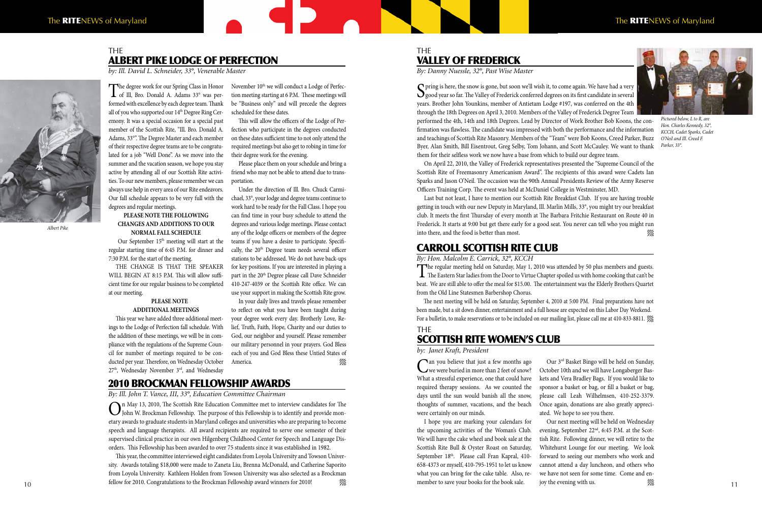# THE ALBERT PIKE LODGE OF PERFECTION

*by: Ill. David L. Schneider, 33°, Venerable Master*

Albert Pike

The degree work for our Spring Class in Honor of Ill, Bro. Donald A. Adams 33° was performed with excellence by each degree team. Thank all of you who supported our 14th Degree Ring Ceremony. It was a special occasion for a special past member of the Scottish Rite, "Ill. Bro. Donald A. Adams, 33°". The Degree Master and each member of their respective degree teams are to be congratulated for a job "Well Done". As we move into the summer and the vacation season, we hope you stay active by attending all of our Scottish Rite activities. To our new members, please remember we can always use help in every area of our Rite endeavors. Our fall schedule appears to be very full with the degrees and regular meetings.

**PLEASE NOTE THE FOLLOWING CHANGES AND ADDITIONS TO OUR NORMAL FALL SCHEDULE**

Our September 15th meeting will start at the regular starting time of 6:45 P.M. for dinner and 7:30 P.M. for the start of the meeting.

THE CHANGE IS THAT THE SPEAKER WILL BEGIN AT 8:15 P.M. This will allow sufficient time for our regular business to be completed at our meeting.

**PLEASE NOTE ADDITIONAL MEETINGS**

This year we have added three additional meetings to the Lodge of Perfection fall schedule. With the addition of these meetings, we will be in compliance with the regulations of the Supreme Council for number of meetings required to be conducted per year. Therefore, on Wednesday October 27th, Wednesday November 3rd, and Wednesday November 10th we will conduct a Lodge of Perfection meeting starting at 6 P.M. These meetings will be "Business only" and will precede the degrees scheduled for these dates.

This will allow the officers of the Lodge of Perfection who participate in the degrees conducted on these dates sufficient time to not only attend the required meetings but also get to robing in time for their degree work for the evening.

Please place them on your schedule and bring a friend who may not be able to attend due to transportation.

Under the direction of Ill. Bro. Chuck Carmichael, 33°, your lodge and degree teams continue to work hard to be ready for the Fall Class. I hope you can find time in your busy schedule to attend the degrees and various lodge meetings. Please contact any of the lodge officers or members of the degree teams if you have a desire to participate. Specifically, the 20th Degree team needs several officer stations to be addressed. We do not have back-ups for key positions. If you are interested in playing a part in the 20th Degree please call Dave Schneider 410-247-4039 or the Scottish Rite office. We can use your support in making the Scottish Rite grow.

In your daily lives and travels please remember to reflect on what you have been taught during your degree work every day. Brotherly Love, Relief, Truth, Faith, Hope, Charity and our duties to God, our neighbor and yourself. Please remember our military personnel in your prayers. God Bless each of you and God Bless these Untied States of America.

# 2010 BROCKMAN FELLOWSHIP AWARDS

*By: Ill. John T. Vance, III, 33°, Education Committee Chairman*

On May 13, 2010, The Scottish Rite Education Committee met to interview candidates for The John W. Brockman Fellowship. The purpose of this Fellowship is to identify and provide monetary awards to graduate students in Maryland colleges and universities who are preparing to become speech and language therapists. All award recipients are required to serve one semester of their supervised clinical practice in our own Hilgenberg Childhood Center for Speech and Language Disorders. This Fellowship has been awarded to over 75 students since it was established in 1982.

This year, the committee interviewed eight candidates from Loyola University and Towson University. Awards totaling $18,000 were made to Zaneta Liu, Brenna McDonald, and Catherine Saporito from Loyola University. Kathleen Holden from Towson University was also selected as a Brockman fellow for 2010. Congratulations to the Brockman Fellowship award winners for 2010!

# THE VALLEY OF FREDERICK

*By: Danny Nuessle, 32°, Past Wise Master*

Spring is here, the snow is gone, but soon we'll wish it, to come again. We have had a very good year so far. The Valley of Frederick conferred degrees on its first candidate in several years. Brother John Younkins, member of Antietam Lodge #197, was conferred on the 4th through the 18th Degrees on April 3, 2010. Members of the Valley of Frederick Degree Team performed the 4th, 14th and 18th Degrees. Lead by Director of Work Brother Bob Koons, the confirmation was flawless. The candidate was impressed with both the performance and the information and teachings of Scottish Rite Masonry. Members of the "Team" were Bob Koons, Creed Parker, Buzz Byer, Alan Smith, Bill Eisentrout, Greg Selby, Tom Johann, and Scott McCauley. We want to thank them for their selfless work we now have a base from which to build our degree team.

*Pictured below, L to R, are Hon. Charles Kennedy, 32°, KCCH, Cadet Sparks, Cadet O'Neil and Ill. Creed F. Parker, 33°.*

On April 22, 2010, the Valley of Frederick representatives presented the "Supreme Council of the Scottish Rite of Freemasonry Americanism Award". The recipients of this award were Cadets Ian Sparks and Jason O'Neil. The occasion was the 90th Annual Presidents Review of the Army Reserve Officers Training Corp. The event was held at McDaniel College in Westminster, MD.

Last but not least, I have to mention our Scottish Rite Breakfast Club. If you are having trouble getting in touch with our new Deputy in Maryland, Ill. Marlin Mills, 33°, you might try our breakfast club. It meets the first Thursday of every month at The Barbara Fritchie Restaurant on Route 40 in Frederick. It starts at 9:00 but get there early for a good seat. You never can tell who you might run into there, and the food is better than most.

# CARROLL SCOTTISH RITE CLUB

*By: Hon. Malcolm E. Carrick, 32°, KCCH*

The regular meeting held on Saturday, May 1, 2010 was attended by 50 plus members and guests. The Eastern Star ladies from the Door to Virtue Chapter spoiled us with home cooking that can't be beat. We are still able to offer the meal for $15.00. The entertainment was the Elderly Brothers Quartet from the Old Line Statesmen Barbershop Chorus.

The next meeting will be held on Saturday, September 4, 2010 at 5:00 PM. Final preparations have not been made, but a sit down dinner, entertainment and a full house are expected on this Labor Day Weekend. For a bulletin, to make reservations or to be included on our mailing list, please call me at 410-833-8811.

# THE SCOTTISH RITE WOMEN'S CLUB

*by: Janet Kraft, President*

Can you believe that just a few months ago we were buried in more than 2 feet of snow? What a stressful experience, one that could have required therapy sessions. As we counted the days until the sun would banish all the snow, thoughts of summer, vacations, and the beach were certainly on our minds.

I hope you are marking your calendars for the upcoming activities of the Woman's Club. We will have the cake wheel and book sale at the Scottish Rite Bull & Oyster Roast on Saturday, September 18th. Please call Fran Kapral, 410-658-4373 or myself, 410-795-1951 to let us know what you can bring for the cake table. Also, remember to save your books for the book sale.

Our 3rd Basket Bingo will be held on Sunday, October 10th and we will have Longaberger Baskets and Vera Bradley Bags. If you would like to sponsor a basket or bag, or fill a basket or bag, please call Leah Wilhelmsen, 410-252-3379. Once again, donations are also greatly appreciated. We hope to see you there.

Our next meeting will be held on Wednesday evening, September 22nd, 6:45 P.M. at the Scottish Rite. Following dinner, we will retire to the Whitehurst Lounge for our meeting. We look forward to seeing our members who work and cannot attend a day luncheon, and others who we have not seen for some time. Come and enjoy the evening with us.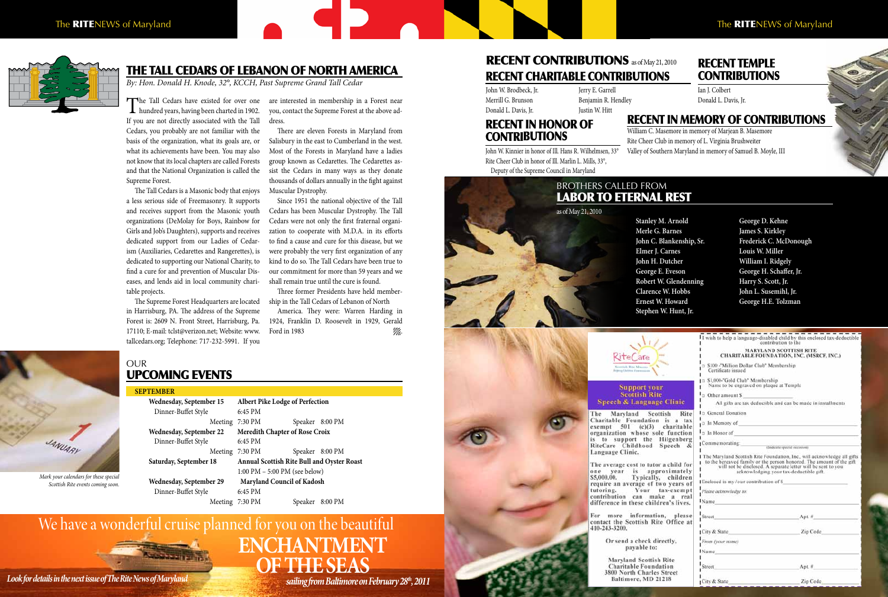# THE TALL CEDARS OF LEBANON OF NORTH AMERICA

*By: Hon. Donald H. Knode, 32°, KCCH, Past Supreme Grand Tall Cedar*

The Tall Cedars have existed for over one hundred years, having been charted in 1902. If you are not directly associated with the Tall Cedars, you probably are not familiar with the basis of the organization, what its goals are, or what its achievements have been. You may also not know that its local chapters are called Forests and that the National Organization is called the Supreme Forest.

The Tall Cedars is a Masonic body that enjoys a less serious side of Freemasonry. It supports and receives support from the Masonic youth organizations (DeMolay for Boys, Rainbow for Girls and Job's Daughters), supports and receives dedicated support from our Ladies of Cedarism (Auxiliaries, Cedarettes and Rangerettes), is dedicated to supporting our National Charity, to find a cure for and prevention of Muscular Diseases, and lends aid in local community charitable projects.

The Supreme Forest Headquarters are located in Harrisburg, PA. The address of the Supreme Forest is: 2609 N. Front Street, Harrisburg, Pa. 17110; E-mail: tclst@verizon.net; Website: www.tallcedars.org; Telephone: 717-232-5991. If you are interested in membership in a Forest near you, contact the Supreme Forest at the above address.

There are eleven Forests in Maryland from Salisbury in the east to Cumberland in the west. Most of the Forests in Maryland have a ladies group known as Cedarettes. The Cedarettes assist the Cedars in many ways as they donate thousands of dollars annually in the fight against Muscular Dystrophy.

Since 1951 the national objective of the Tall Cedars has been Muscular Dystrophy. The Tall Cedars were not only the first fraternal organization to cooperate with M.D.A. in its efforts to find a cause and cure for this disease, but we were probably the very first organization of any kind to do so. The Tall Cedars have been true to our commitment for more than 59 years and we shall remain true until the cure is found.

Three former Presidents have held membership in the Tall Cedars of Lebanon of North America. They were: Warren Harding in 1924, Franklin D. Roosevelt in 1929, Gerald Ford in 1983

## OUR UPCOMING EVENTS

*Mark your calendars for these special Scottish Rite events coming soon.*

| SEPTEMBER | | | |
|---|---|---|---|
| **Wednesday, September 15** | **Albert Pike Lodge of Perfection** | | |
| Dinner-Buffet Style | 6:45 PM | | |
| Meeting | 7:30 PM | Speaker | 8:00 PM |
| **Wednesday, September 22** | **Meredith Chapter of Rose Croix** | | |
| Dinner-Buffet Style | 6:45 PM | | |
| Meeting | 7:30 PM | Speaker | 8:00 PM |
| **Saturday, September 18** | **Annual Scottish Rite Bull and Oyster Roast** | | |
| | 1:00 PM – 5:00 PM (see below) | | |
| **Wednesday, September 29** | **Maryland Council of Kadosh** | | |
| Dinner-Buffet Style | 6:45 PM | | |
| Meeting | 7:30 PM | Speaker | 8:00 PM |

We have a wonderful cruise planned for you on the beautiful

**ENCHANTMENT OF THE SEAS**

*sailing from Baltimore on February 28th, 2011*

*Look for details in the next issue of The Rite News of Maryland*

# RECENT CONTRIBUTIONS as of May 21, 2010

## RECENT CHARITABLE CONTRIBUTIONS

John W. Brodbeck, Jr.
Merrill G. Brunson
Donald L. Davis, Jr.
Jerry E. Garrell
Benjamin R. Hendley
Justin W. Hitt

## RECENT TEMPLE CONTRIBUTIONS

Ian J. Colbert
Donald L. Davis, Jr.

## RECENT IN HONOR OF CONTRIBUTIONS

John W. Kinnier in honor of Ill. Hans R. Wilhelmsen, 33°
Rite Cheer Club in honor of Ill. Marlin L. Mills, 33°, Deputy of the Supreme Council in Maryland

## RECENT IN MEMORY OF CONTRIBUTIONS

William C. Masemore in memory of Marjean B. Masemore
Rite Cheer Club in memory of L. Virginia Brushweiter
Valley of Southern Maryland in memory of Samuel B. Moyle, III

## BROTHERS CALLED FROM LABOR TO ETERNAL REST

as of May 21, 2010

**Stanley M. Arnold**
**Merle G. Barnes**
**John C. Blankenship, Sr.**
**Elmer J. Carnes**
**John H. Dutcher**
**George E. Eveson**
**Robert W. Glendenning**
**Clarence W. Hobbs**
**Ernest W. Howard**
**Stephen W. Hunt, Jr.**
**George D. Kehne**
**James S. Kirkley**
**Frederick C. McDonough**
**Louis W. Miller**
**William I. Ridgely**
**George H. Schaffer, Jr.**
**Harry S. Scott, Jr.**
**John L. Susemihl, Jr.**
**George H.E. Tolzman**

RiteCare — Scottish Rite Masons Helping Children Communicate

**Support your Scottish Rite Speech & Language Clinic**

**The Maryland Scottish Rite Charitable Foundation is a tax exempt 501 (c)(3) charitable organization whose sole function is to support the Hilgenberg RiteCare Childhood Speech & Language Clinic.**

The average cost to tutor a child for one year is approximately $5,000.00. Typically, children require an average of two years of tutoring. Your tax-exempt contribution can make a real difference in these children's lives.

For more information, please contact the Scottish Rite Office at 410-243-3200.

Or send a check directly, payable to:

Maryland Scottish Rite Charitable Foundation
3800 North Charles Street
Baltimore, MD 21218

I wish to help a language-disabled child by this enclosed tax-deductible contribution to the

**MARYLAND SCOTTISH RITE CHARITABLE FOUNDATION, INC. (MSRCF, INC.)**

- ☐ $100 -"Million Dollar Club" Membership Certificate issued
- ☐ $1,000-"Gold Club" Membership Name to be engraved on plaque at Temple
- ☐ Other amount $\_\_\_\_\_\_

All gifts are tax deductible and can be made in installments

- ☐ General Donation
- ☐ In Memory of \_\_\_\_\_\_
- ☐ In Honor of \_\_\_\_\_\_

Commemorating: \_\_\_\_\_\_ (Indicate special occasion)

The Maryland Scottish Rite Foundation, Inc., will acknowledge all gifts to the bereaved family or the person honored. The amount of the gift will not be disclosed. A separate letter will be sent to you acknowledging your tax-deductible gift.

Enclosed is my/our contribution of $\_\_\_\_\_\_

*Please acknowledge to:*

Name \_\_\_\_\_\_
Street \_\_\_\_\_\_ Apt. # \_\_\_\_\_\_
City & State \_\_\_\_\_\_ Zip Code \_\_\_\_\_\_

*From (your name)*

Name \_\_\_\_\_\_
Street \_\_\_\_\_\_ Apt. # \_\_\_\_\_\_
City & State \_\_\_\_\_\_ Zip Code \_\_\_\_\_\_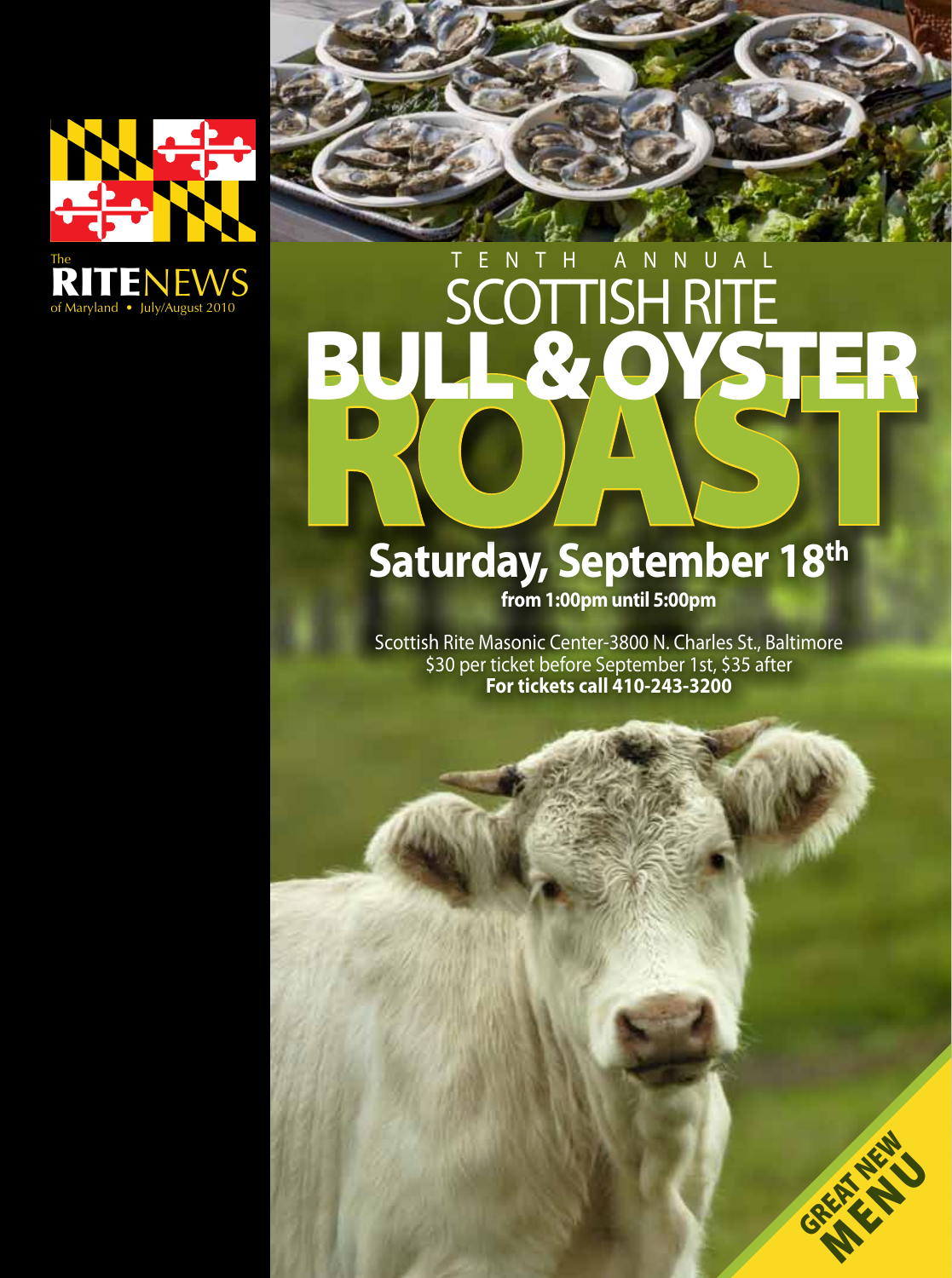The
**RITE**NEWS
of Maryland • July/August 2010

TENTH ANNUAL

# SCOTTISH RITE BULL & OYSTER ROAST

## Saturday, September 18th

**from 1:00pm until 5:00pm**

Scottish Rite Masonic Center-3800 N. Charles St., Baltimore
$30 per ticket before September 1st, $35 after
**For tickets call 410-243-3200**

**GREAT NEW MENU**